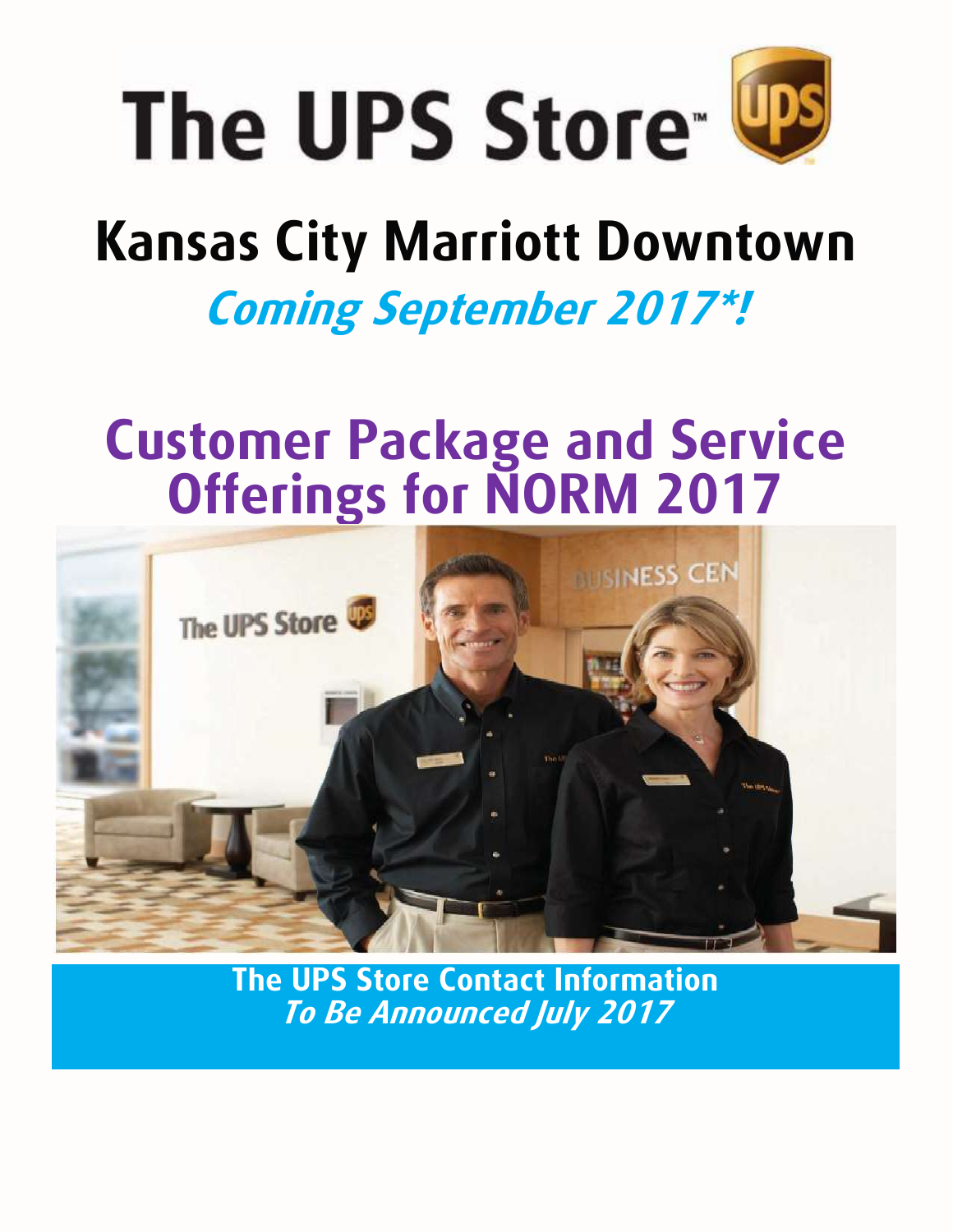# The UPS Store™

## Kansas City Marriott Downtown

***Coming September 2017*!***

# Customer Package and Service Offerings for NORM 2017

**The UPS Store Contact Information**
***To Be Announced July 2017***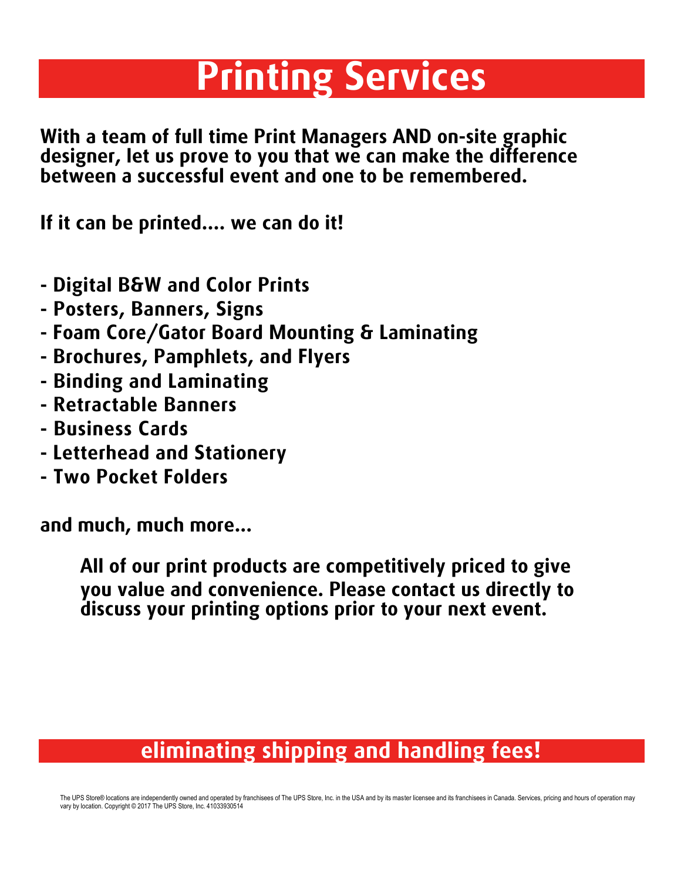# Printing Services

**With a team of full time Print Managers AND on-site graphic designer, let us prove to you that we can make the difference between a successful event and one to be remembered.**

**If it can be printed.... we can do it!**

- **Digital B&W and Color Prints**
- **Posters, Banners, Signs**
- **Foam Core/Gator Board Mounting & Laminating**
- **Brochures, Pamphlets, and Flyers**
- **Binding and Laminating**
- **Retractable Banners**
- **Business Cards**
- **Letterhead and Stationery**
- **Two Pocket Folders**

**and much, much more...**

**All of our print products are competitively priced to give you value and convenience. Please contact us directly to discuss your printing options prior to your next event.**

## eliminating shipping and handling fees!

The UPS Store® locations are independently owned and operated by franchisees of The UPS Store, Inc. in the USA and by its master licensee and its franchisees in Canada. Services, pricing and hours of operation may vary by location. Copyright © 2017 The UPS Store, Inc. 41033930514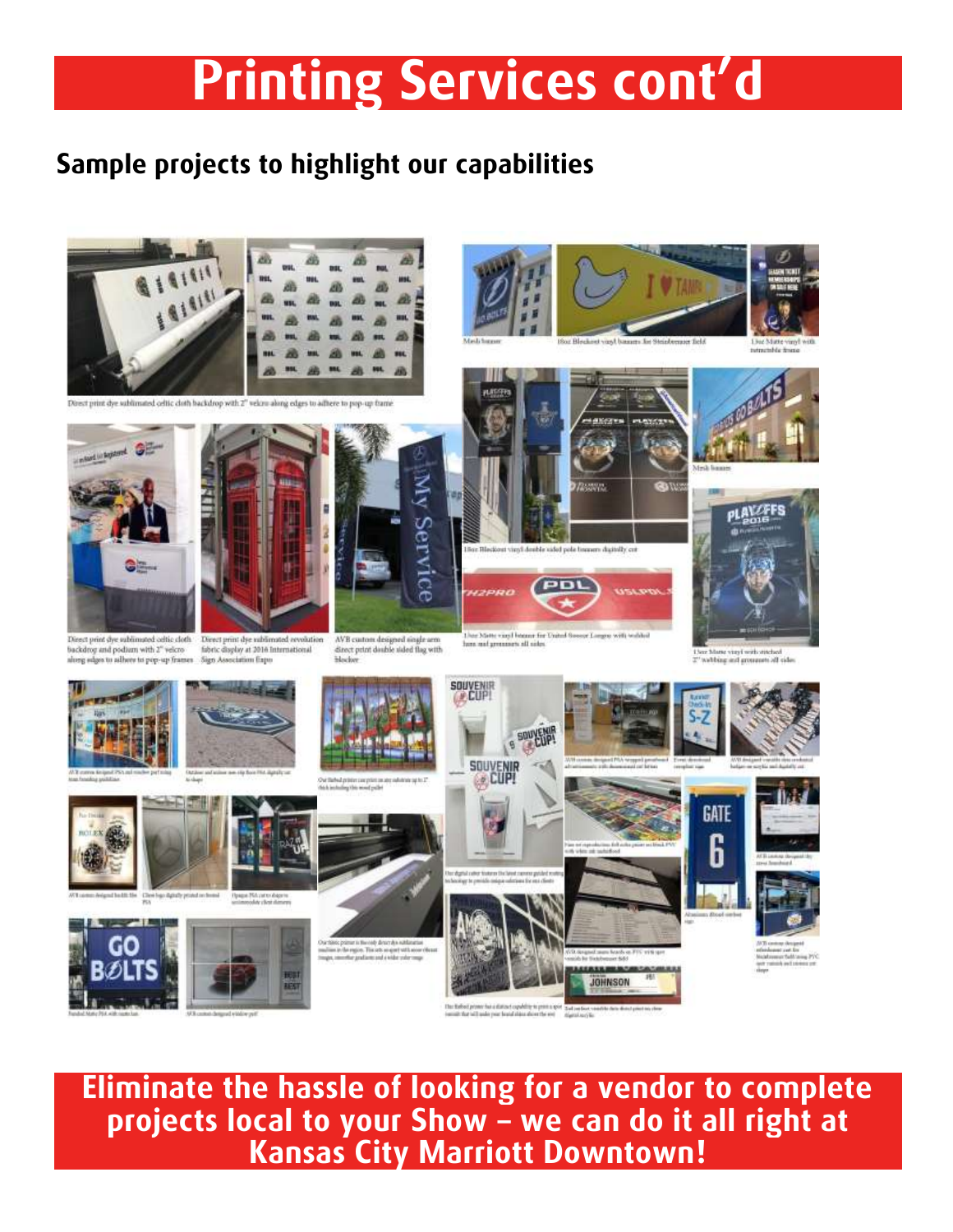# Printing Services cont'd

## Sample projects to highlight our capabilities

Direct print dye sublimated celtic cloth backdrop with 2" velcro along edges to adhere to pop-up frame

Mesh banner

18oz Blockout vinyl banners for Steinbrenner field

13oz Matte vinyl with retractable frame

Direct print dye sublimated celtic cloth backdrop and podium with 2" velcro along edges to adhere to pop-up frames

Direct print dye sublimated revolution fabric display at 2016 International Sign Association Expo

AVB custom designed single arm direct print double sided flag with blocker

18oz Blockout vinyl double sided pole banners digitally cut

Mesh banner

13oz Matte vinyl banner for United Soccer League with welded hem and grommets all sides

13oz Matte vinyl with stitched 2" webbing and grommets all sides

**Eliminate the hassle of looking for a vendor to complete projects local to your Show – we can do it all right at Kansas City Marriott Downtown!**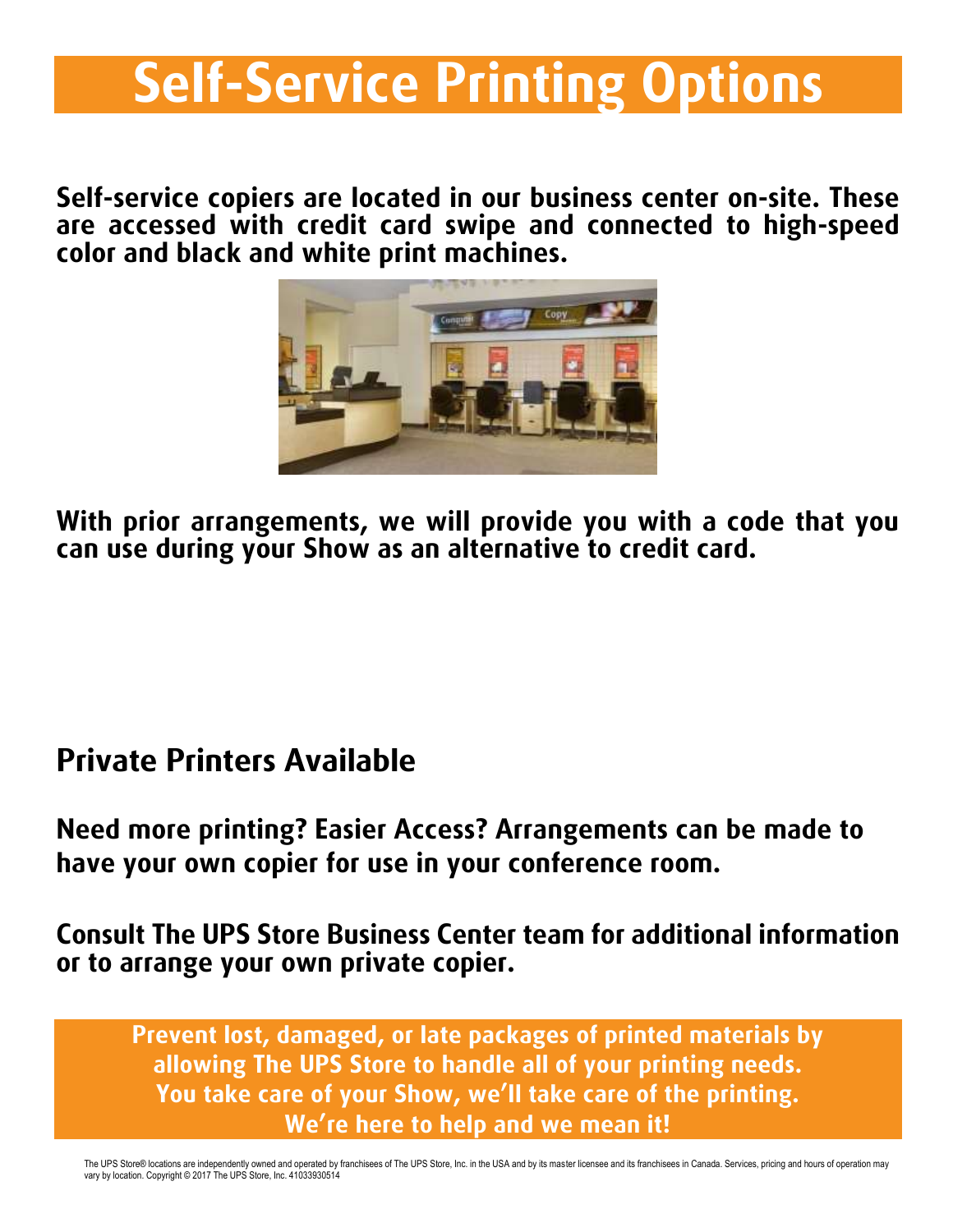# Self-Service Printing Options

**Self-service copiers are located in our business center on-site. These are accessed with credit card swipe and connected to high-speed color and black and white print machines.**

**With prior arrangements, we will provide you with a code that you can use during your Show as an alternative to credit card.**

## Private Printers Available

**Need more printing? Easier Access? Arrangements can be made to have your own copier for use in your conference room.**

**Consult The UPS Store Business Center team for additional information or to arrange your own private copier.**

**Prevent lost, damaged, or late packages of printed materials by allowing The UPS Store to handle all of your printing needs. You take care of your Show, we'll take care of the printing. We're here to help and we mean it!**

The UPS Store® locations are independently owned and operated by franchisees of The UPS Store, Inc. in the USA and by its master licensee and its franchisees in Canada. Services, pricing and hours of operation may vary by location. Copyright © 2017 The UPS Store, Inc. 41033930514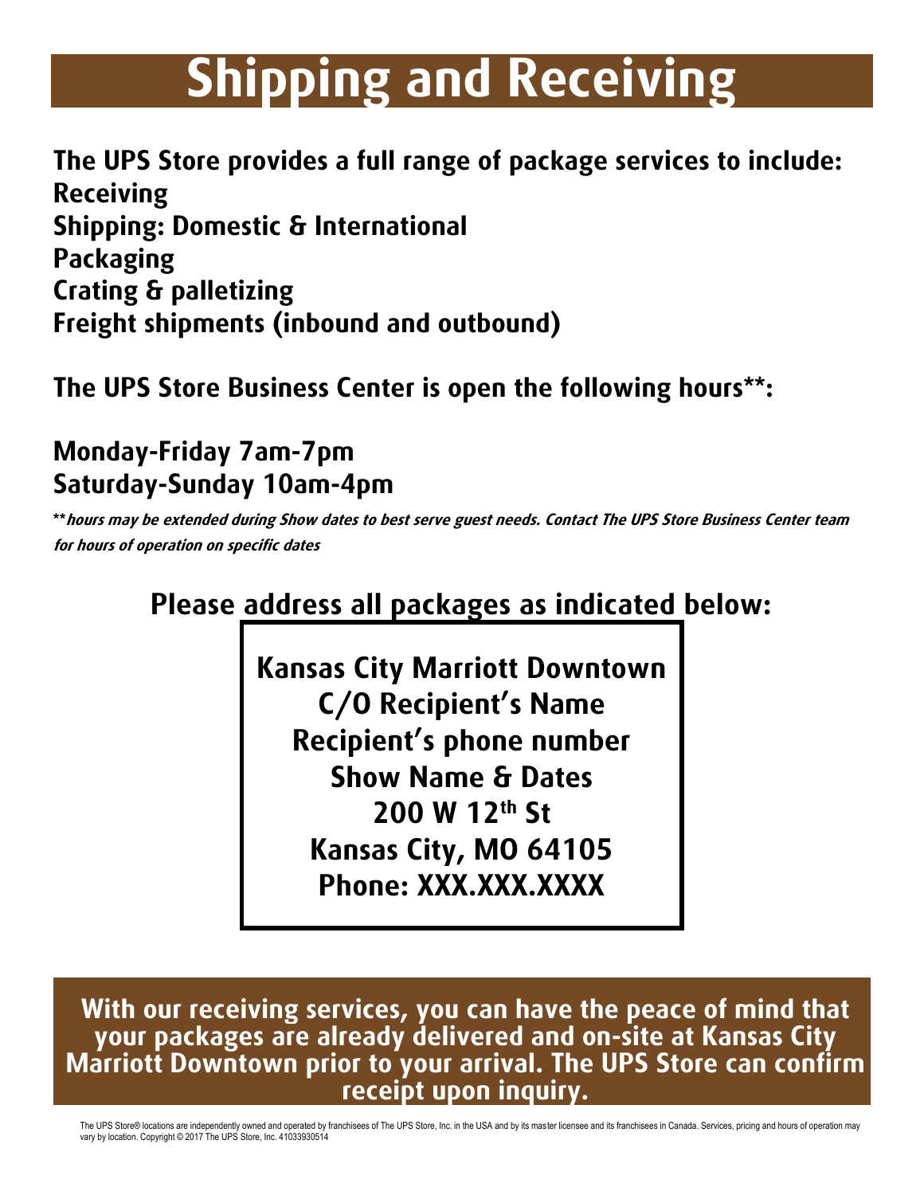# Shipping and Receiving

**The UPS Store provides a full range of package services to include:**
**Receiving**
**Shipping: Domestic & International**
**Packaging**
**Crating & palletizing**
**Freight shipments (inbound and outbound)**

**The UPS Store Business Center is open the following hours**:**

**Monday-Friday 7am-7pm**
**Saturday-Sunday 10am-4pm**

***\*hours may be extended during Show dates to best serve guest needs. Contact The UPS Store Business Center team for hours of operation on specific dates***

## Please address all packages as indicated below:

**Kansas City Marriott Downtown**
**C/O Recipient's Name**
**Recipient's phone number**
**Show Name & Dates**
**200 W 12th St**
**Kansas City, MO 64105**
**Phone: XXX.XXX.XXXX**

**With our receiving services, you can have the peace of mind that your packages are already delivered and on-site at Kansas City Marriott Downtown prior to your arrival. The UPS Store can confirm receipt upon inquiry.**

The UPS Store® locations are independently owned and operated by franchisees of The UPS Store, Inc. in the USA and by its master licensee and its franchisees in Canada. Services, pricing and hours of operation may vary by location. Copyright © 2017 The UPS Store, Inc. 41033930514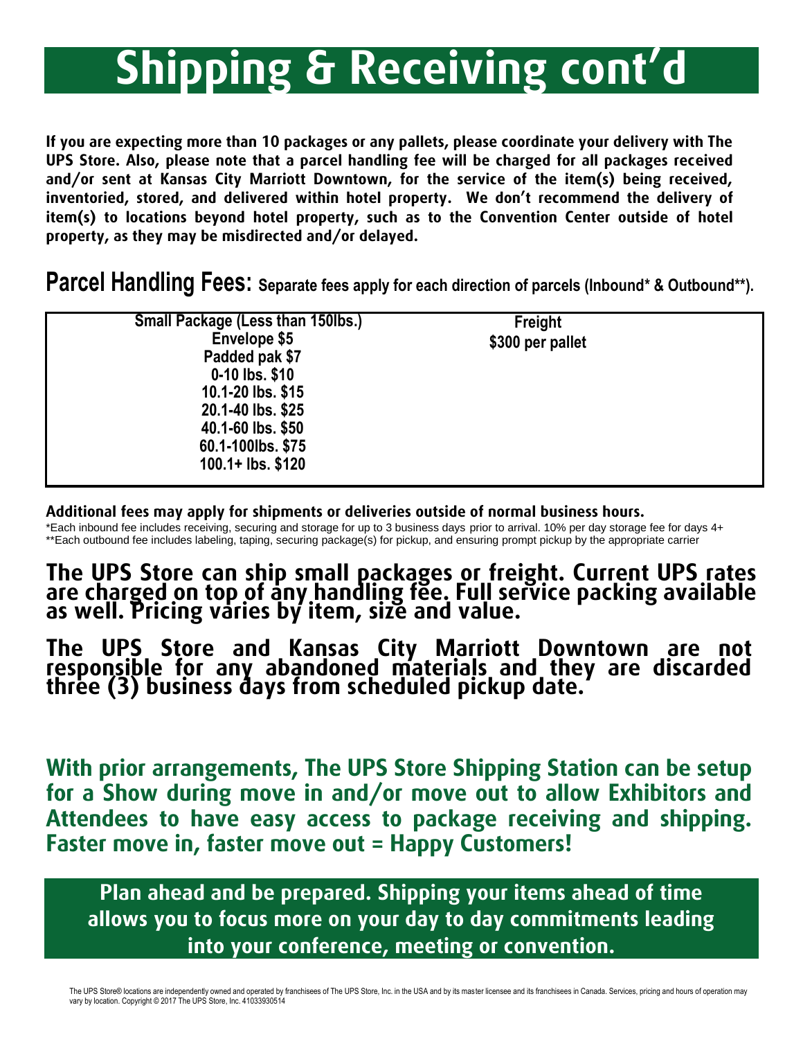# Shipping & Receiving cont'd

**If you are expecting more than 10 packages or any pallets, please coordinate your delivery with The UPS Store. Also, please note that a parcel handling fee will be charged for all packages received and/or sent at Kansas City Marriott Downtown, for the service of the item(s) being received, inventoried, stored, and delivered within hotel property. We don't recommend the delivery of item(s) to locations beyond hotel property, such as to the Convention Center outside of hotel property, as they may be misdirected and/or delayed.**

## Parcel Handling Fees: Separate fees apply for each direction of parcels (Inbound* & Outbound**).

| Small Package (Less than 150lbs.) | Freight |
|---|---|
| Envelope $5 | $300 per pallet |
| Padded pak $7 | |
| 0-10 lbs. $10 | |
| 10.1-20 lbs. $15 | |
| 20.1-40 lbs. $25 | |
| 40.1-60 lbs. $50 | |
| 60.1-100lbs. $75 | |
| 100.1+ lbs. $120 | |

**Additional fees may apply for shipments or deliveries outside of normal business hours.**

*Each inbound fee includes receiving, securing and storage for up to 3 business days prior to arrival. 10% per day storage fee for days 4+

**Each outbound fee includes labeling, taping, securing package(s) for pickup, and ensuring prompt pickup by the appropriate carrier

**The UPS Store can ship small packages or freight. Current UPS rates are charged on top of any handling fee. Full service packing available as well. Pricing varies by item, size and value.**

**The UPS Store and Kansas City Marriott Downtown are not responsible for any abandoned materials and they are discarded three (3) business days from scheduled pickup date.**

**With prior arrangements, The UPS Store Shipping Station can be setup for a Show during move in and/or move out to allow Exhibitors and Attendees to have easy access to package receiving and shipping. Faster move in, faster move out = Happy Customers!**

**Plan ahead and be prepared. Shipping your items ahead of time allows you to focus more on your day to day commitments leading into your conference, meeting or convention.**

The UPS Store® locations are independently owned and operated by franchisees of The UPS Store, Inc. in the USA and by its master licensee and its franchisees in Canada. Services, pricing and hours of operation may vary by location. Copyright © 2017 The UPS Store, Inc. 41033930514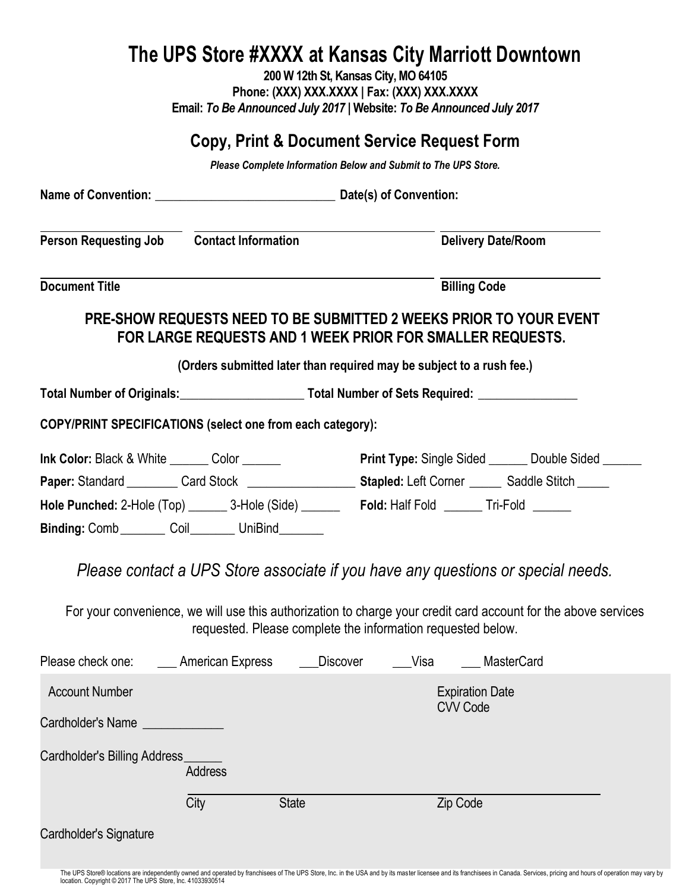# The UPS Store #XXXX at Kansas City Marriott Downtown

**200 W 12th St, Kansas City, MO 64105**
**Phone: (XXX) XXX.XXXX | Fax: (XXX) XXX.XXXX**
**Email:** ***To Be Announced July 2017*** **| Website:** ***To Be Announced July 2017***

## Copy, Print & Document Service Request Form

***Please Complete Information Below and Submit to The UPS Store.***

**Name of Convention:** _____________________________ **Date(s) of Convention:**

**Person Requesting Job** **Contact Information** **Delivery Date/Room**

**Document Title** **Billing Code**

**PRE-SHOW REQUESTS NEED TO BE SUBMITTED 2 WEEKS PRIOR TO YOUR EVENT FOR LARGE REQUESTS AND 1 WEEK PRIOR FOR SMALLER REQUESTS.**

**(Orders submitted later than required may be subject to a rush fee.)**

**Total Number of Originals:**____________________ **Total Number of Sets Required:** ________________

**COPY/PRINT SPECIFICATIONS (select one from each category):**

**Ink Color:** Black & White ______ Color ______

**Print Type:** Single Sided ______ Double Sided ______

**Paper:** Standard ________ Card Stock ________________

**Stapled:** Left Corner _____ Saddle Stitch _____

**Hole Punched:** 2-Hole (Top) ______ 3-Hole (Side) ______

**Fold:** Half Fold ______ Tri-Fold ______

**Binding:** Comb_______ Coil_______ UniBind_______

*Please contact a UPS Store associate if you have any questions or special needs.*

For your convenience, we will use this authorization to charge your credit card account for the above services requested. Please complete the information requested below.

Please check one: ___ American Express ___Discover ___Visa ___ MasterCard

Account Number

Expiration Date

CVV Code

Cardholder's Name ____________

Cardholder's Billing Address______

Address

City State Zip Code

Cardholder's Signature

The UPS Store® locations are independently owned and operated by franchisees of The UPS Store, Inc. in the USA and by its master licensee and its franchisees in Canada. Services, pricing and hours of operation may vary by location. Copyright © 2017 The UPS Store, Inc. 41033930514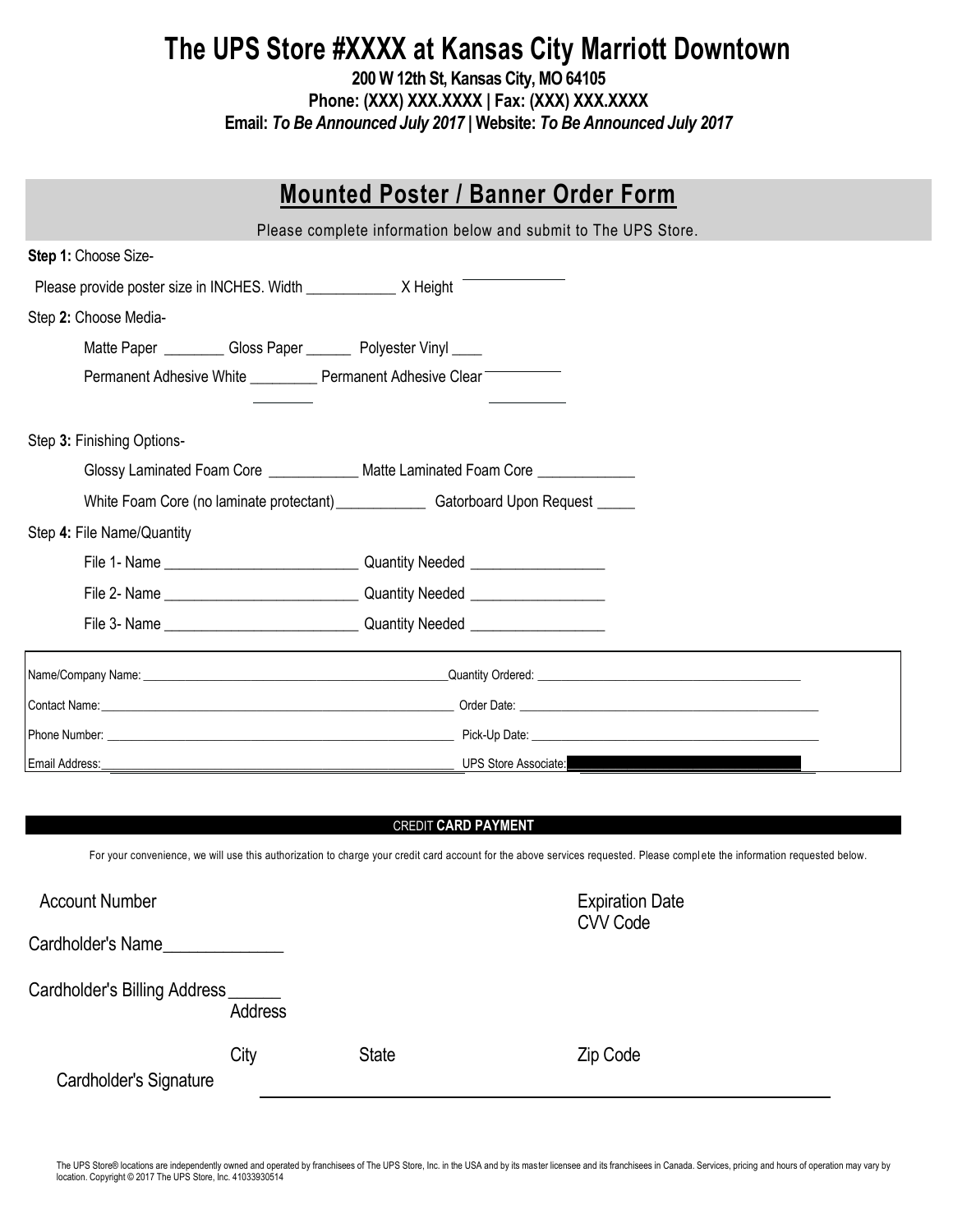# The UPS Store #XXXX at Kansas City Marriott Downtown

**200 W 12th St, Kansas City, MO 64105**
**Phone: (XXX) XXX.XXXX | Fax: (XXX) XXX.XXXX**
**Email:** ***To Be Announced July 2017*** **| Website:** ***To Be Announced July 2017***

## Mounted Poster / Banner Order Form

Please complete information below and submit to The UPS Store.

**Step 1:** Choose Size-

Please provide poster size in INCHES. Width ____________ X Height ____________

Step **2:** Choose Media-

Matte Paper ________ Gloss Paper ______ Polyester Vinyl ____

Permanent Adhesive White _________ Permanent Adhesive Clear __________

Step **3:** Finishing Options-

Glossy Laminated Foam Core ___________ Matte Laminated Foam Core ____________

White Foam Core (no laminate protectant) ____________ Gatorboard Upon Request _____

Step **4:** File Name/Quantity

File 1- Name _________________________ Quantity Needed _________________

File 2- Name _________________________ Quantity Needed _________________

File 3- Name _________________________ Quantity Needed _________________

| | |
|---|---|
| Name/Company Name: ______________________ | Quantity Ordered: ______________________ |
| Contact Name: ______________________ | Order Date: ______________________ |
| Phone Number: ______________________ | Pick-Up Date: ______________________ |
| Email Address: ______________________ | UPS Store Associate: ______________________ |

### CREDIT **CARD PAYMENT**

For your convenience, we will use this authorization to charge your credit card account for the above services requested. Please complete the information requested below.

Account Number

Expiration Date

CVV Code

Cardholder's Name______________

Cardholder's Billing Address ______

Address

City State Zip Code

Cardholder's Signature ______________________________________________

The UPS Store® locations are independently owned and operated by franchisees of The UPS Store, Inc. in the USA and by its master licensee and its franchisees in Canada. Services, pricing and hours of operation may vary by location. Copyright © 2017 The UPS Store, Inc. 41033930514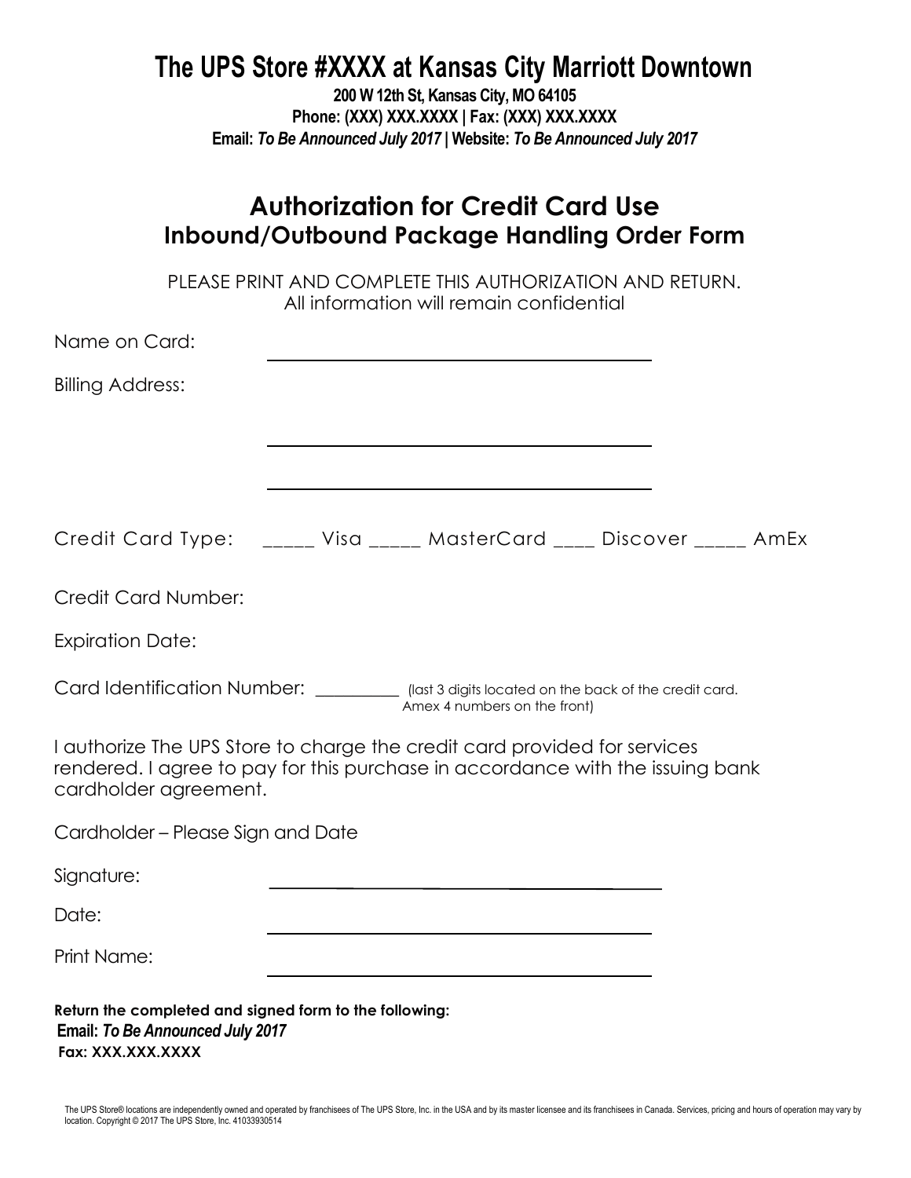# The UPS Store #XXXX at Kansas City Marriott Downtown

**200 W 12th St, Kansas City, MO 64105**
**Phone: (XXX) XXX.XXXX | Fax: (XXX) XXX.XXXX**
**Email:** ***To Be Announced July 2017*** **| Website:** ***To Be Announced July 2017***

## Authorization for Credit Card Use
## Inbound/Outbound Package Handling Order Form

PLEASE PRINT AND COMPLETE THIS AUTHORIZATION AND RETURN.
All information will remain confidential

Name on Card: ______________________________

Billing Address: ______________________________

______________________________

______________________________

Credit Card Type: _____ Visa _____ MasterCard ____ Discover _____ AmEx

Credit Card Number:

Expiration Date:

Card Identification Number: __________ (last 3 digits located on the back of the credit card. Amex 4 numbers on the front)

I authorize The UPS Store to charge the credit card provided for services rendered. I agree to pay for this purchase in accordance with the issuing bank cardholder agreement.

Cardholder – Please Sign and Date

Signature: ______________________________

Date: ______________________________

Print Name: ______________________________

**Return the completed and signed form to the following:**
**Email:** ***To Be Announced July 2017***
**Fax: XXX.XXX.XXXX**

The UPS Store® locations are independently owned and operated by franchisees of The UPS Store, Inc. in the USA and by its master licensee and its franchisees in Canada. Services, pricing and hours of operation may vary by location. Copyright © 2017 The UPS Store, Inc. 41033930514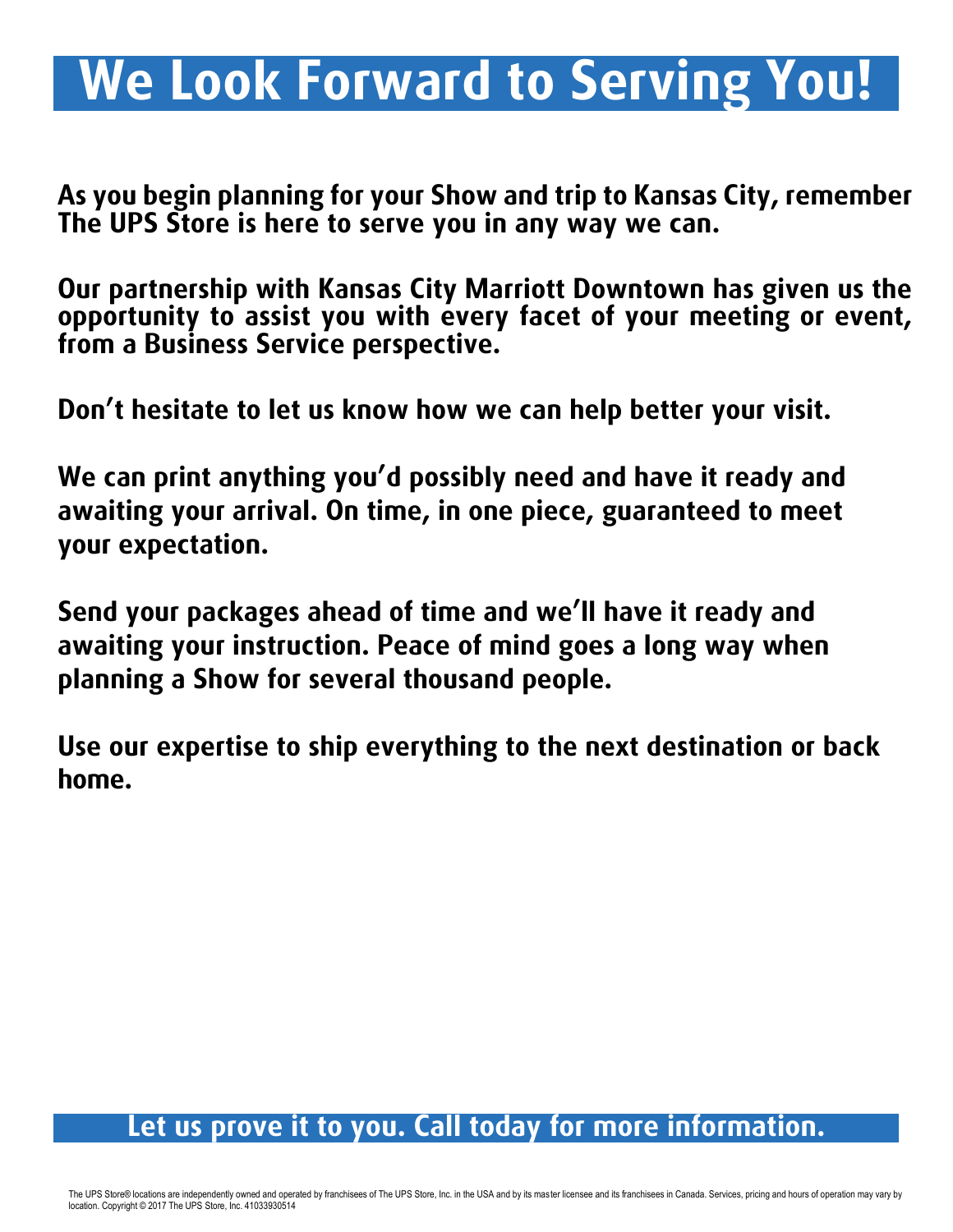# We Look Forward to Serving You!

**As you begin planning for your Show and trip to Kansas City, remember The UPS Store is here to serve you in any way we can.**

**Our partnership with Kansas City Marriott Downtown has given us the opportunity to assist you with every facet of your meeting or event, from a Business Service perspective.**

**Don't hesitate to let us know how we can help better your visit.**

**We can print anything you'd possibly need and have it ready and awaiting your arrival. On time, in one piece, guaranteed to meet your expectation.**

**Send your packages ahead of time and we'll have it ready and awaiting your instruction. Peace of mind goes a long way when planning a Show for several thousand people.**

**Use our expertise to ship everything to the next destination or back home.**

**Let us prove it to you. Call today for more information.**

The UPS Store® locations are independently owned and operated by franchisees of The UPS Store, Inc. in the USA and by its master licensee and its franchisees in Canada. Services, pricing and hours of operation may vary by location. Copyright © 2017 The UPS Store, Inc. 41033930514